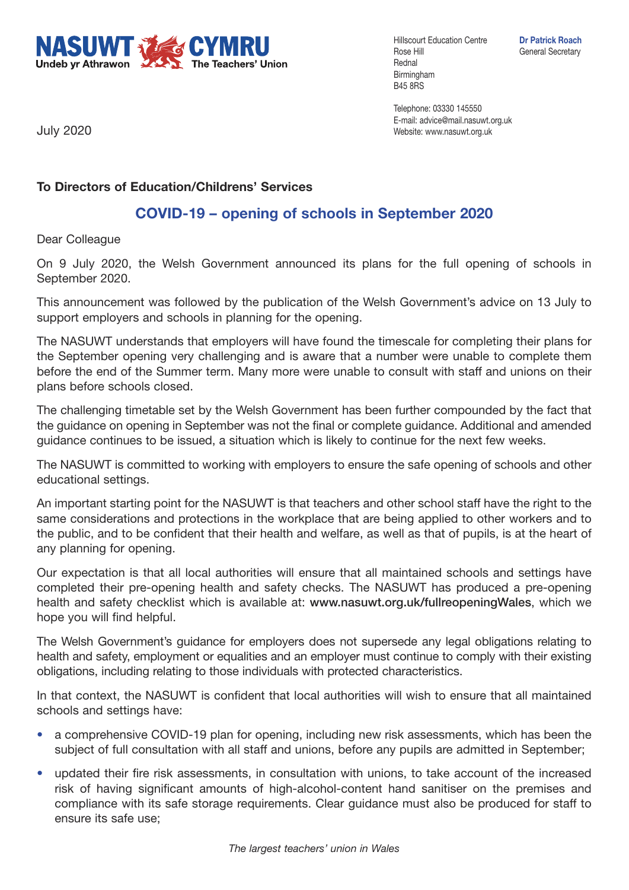NASUWT CYMRU
Undeb yr Athrawon — The Teachers' Union

Hillscourt Education Centre
Rose Hill
Rednal
Birmingham
B45 8RS

**Dr Patrick Roach**
General Secretary

Telephone: 03330 145550
E-mail: advice@mail.nasuwt.org.uk
Website: www.nasuwt.org.uk

July 2020

**To Directors of Education/Childrens' Services**

## COVID-19 – opening of schools in September 2020

Dear Colleague

On 9 July 2020, the Welsh Government announced its plans for the full opening of schools in September 2020.

This announcement was followed by the publication of the Welsh Government's advice on 13 July to support employers and schools in planning for the opening.

The NASUWT understands that employers will have found the timescale for completing their plans for the September opening very challenging and is aware that a number were unable to complete them before the end of the Summer term. Many more were unable to consult with staff and unions on their plans before schools closed.

The challenging timetable set by the Welsh Government has been further compounded by the fact that the guidance on opening in September was not the final or complete guidance. Additional and amended guidance continues to be issued, a situation which is likely to continue for the next few weeks.

The NASUWT is committed to working with employers to ensure the safe opening of schools and other educational settings.

An important starting point for the NASUWT is that teachers and other school staff have the right to the same considerations and protections in the workplace that are being applied to other workers and to the public, and to be confident that their health and welfare, as well as that of pupils, is at the heart of any planning for opening.

Our expectation is that all local authorities will ensure that all maintained schools and settings have completed their pre-opening health and safety checks. The NASUWT has produced a pre-opening health and safety checklist which is available at: **www.nasuwt.org.uk/fullreopeningWales**, which we hope you will find helpful.

The Welsh Government's guidance for employers does not supersede any legal obligations relating to health and safety, employment or equalities and an employer must continue to comply with their existing obligations, including relating to those individuals with protected characteristics.

In that context, the NASUWT is confident that local authorities will wish to ensure that all maintained schools and settings have:

- a comprehensive COVID-19 plan for opening, including new risk assessments, which has been the subject of full consultation with all staff and unions, before any pupils are admitted in September;
- updated their fire risk assessments, in consultation with unions, to take account of the increased risk of having significant amounts of high-alcohol-content hand sanitiser on the premises and compliance with its safe storage requirements. Clear guidance must also be produced for staff to ensure its safe use;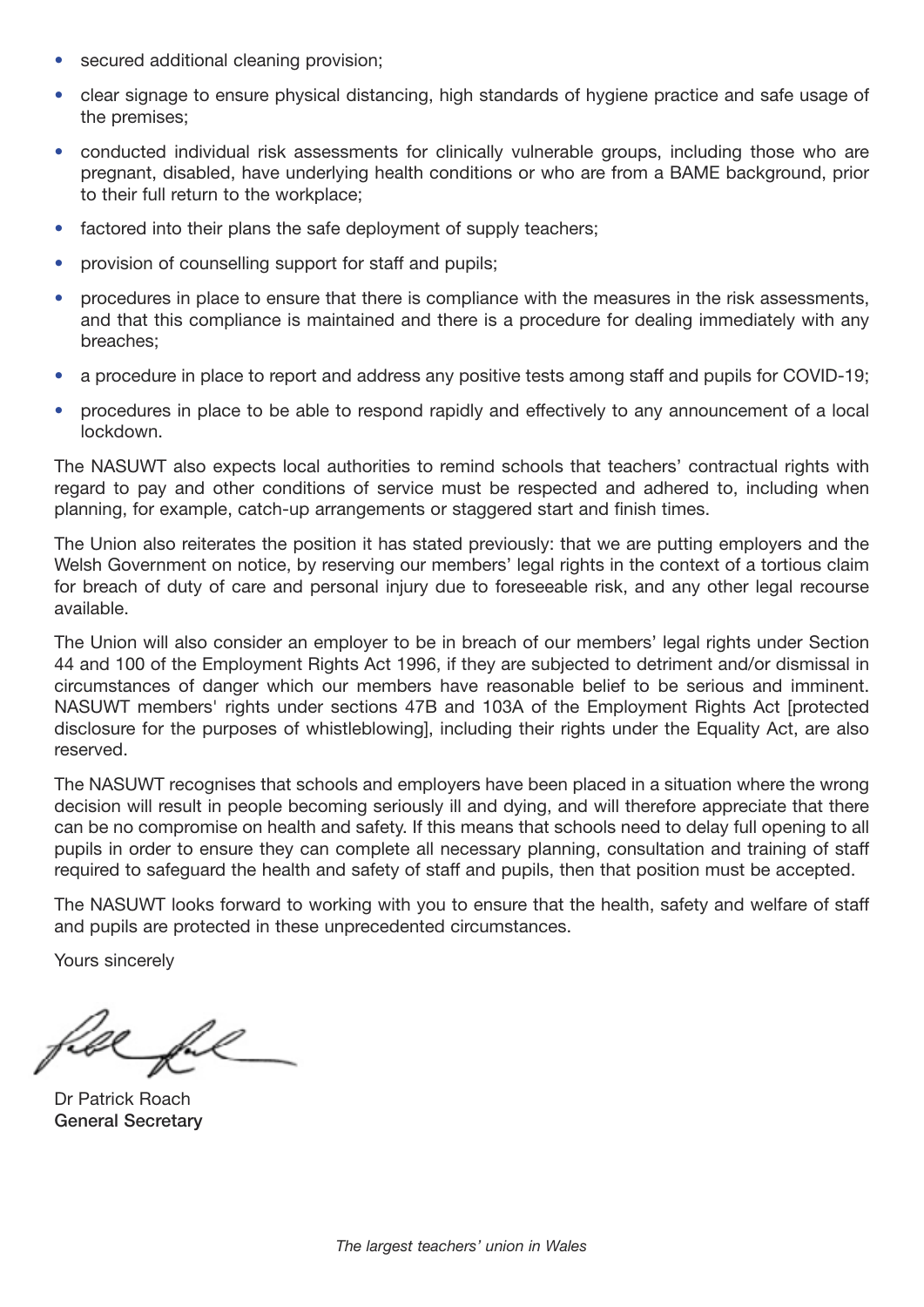- secured additional cleaning provision;
- clear signage to ensure physical distancing, high standards of hygiene practice and safe usage of the premises;
- conducted individual risk assessments for clinically vulnerable groups, including those who are pregnant, disabled, have underlying health conditions or who are from a BAME background, prior to their full return to the workplace;
- factored into their plans the safe deployment of supply teachers;
- provision of counselling support for staff and pupils;
- procedures in place to ensure that there is compliance with the measures in the risk assessments, and that this compliance is maintained and there is a procedure for dealing immediately with any breaches;
- a procedure in place to report and address any positive tests among staff and pupils for COVID-19;
- procedures in place to be able to respond rapidly and effectively to any announcement of a local lockdown.

The NASUWT also expects local authorities to remind schools that teachers' contractual rights with regard to pay and other conditions of service must be respected and adhered to, including when planning, for example, catch-up arrangements or staggered start and finish times.

The Union also reiterates the position it has stated previously: that we are putting employers and the Welsh Government on notice, by reserving our members' legal rights in the context of a tortious claim for breach of duty of care and personal injury due to foreseeable risk, and any other legal recourse available.

The Union will also consider an employer to be in breach of our members' legal rights under Section 44 and 100 of the Employment Rights Act 1996, if they are subjected to detriment and/or dismissal in circumstances of danger which our members have reasonable belief to be serious and imminent. NASUWT members' rights under sections 47B and 103A of the Employment Rights Act [protected disclosure for the purposes of whistleblowing], including their rights under the Equality Act, are also reserved.

The NASUWT recognises that schools and employers have been placed in a situation where the wrong decision will result in people becoming seriously ill and dying, and will therefore appreciate that there can be no compromise on health and safety. If this means that schools need to delay full opening to all pupils in order to ensure they can complete all necessary planning, consultation and training of staff required to safeguard the health and safety of staff and pupils, then that position must be accepted.

The NASUWT looks forward to working with you to ensure that the health, safety and welfare of staff and pupils are protected in these unprecedented circumstances.

Yours sincerely

Dr Patrick Roach
**General Secretary**

*The largest teachers' union in Wales*